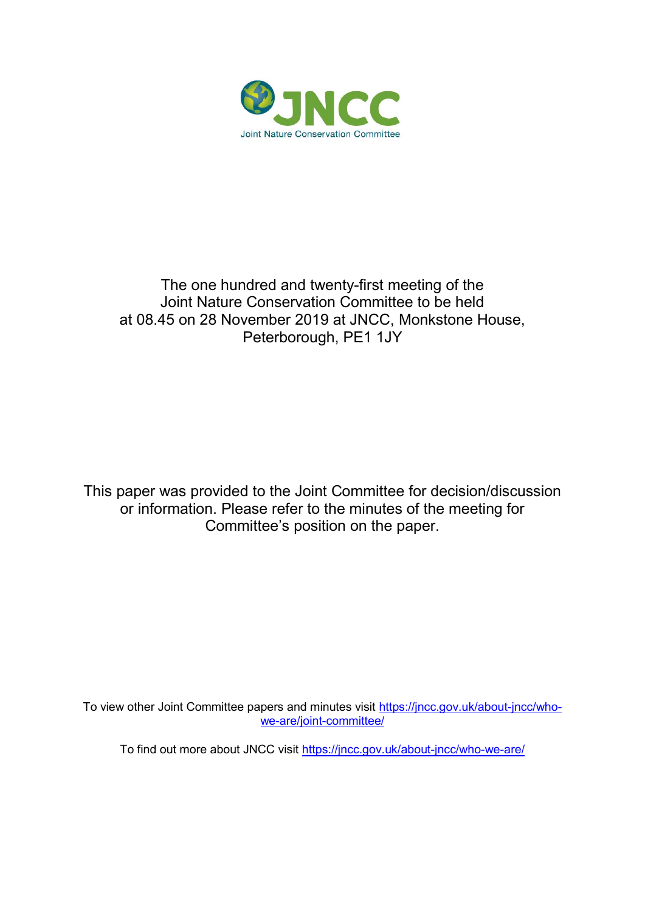JNCC

Joint Nature Conservation Committee

The one hundred and twenty-first meeting of the Joint Nature Conservation Committee to be held at 08.45 on 28 November 2019 at JNCC, Monkstone House, Peterborough, PE1 1JY

This paper was provided to the Joint Committee for decision/discussion or information. Please refer to the minutes of the meeting for Committee's position on the paper.

To view other Joint Committee papers and minutes visit https://jncc.gov.uk/about-jncc/who-we-are/joint-committee/

To find out more about JNCC visit https://jncc.gov.uk/about-jncc/who-we-are/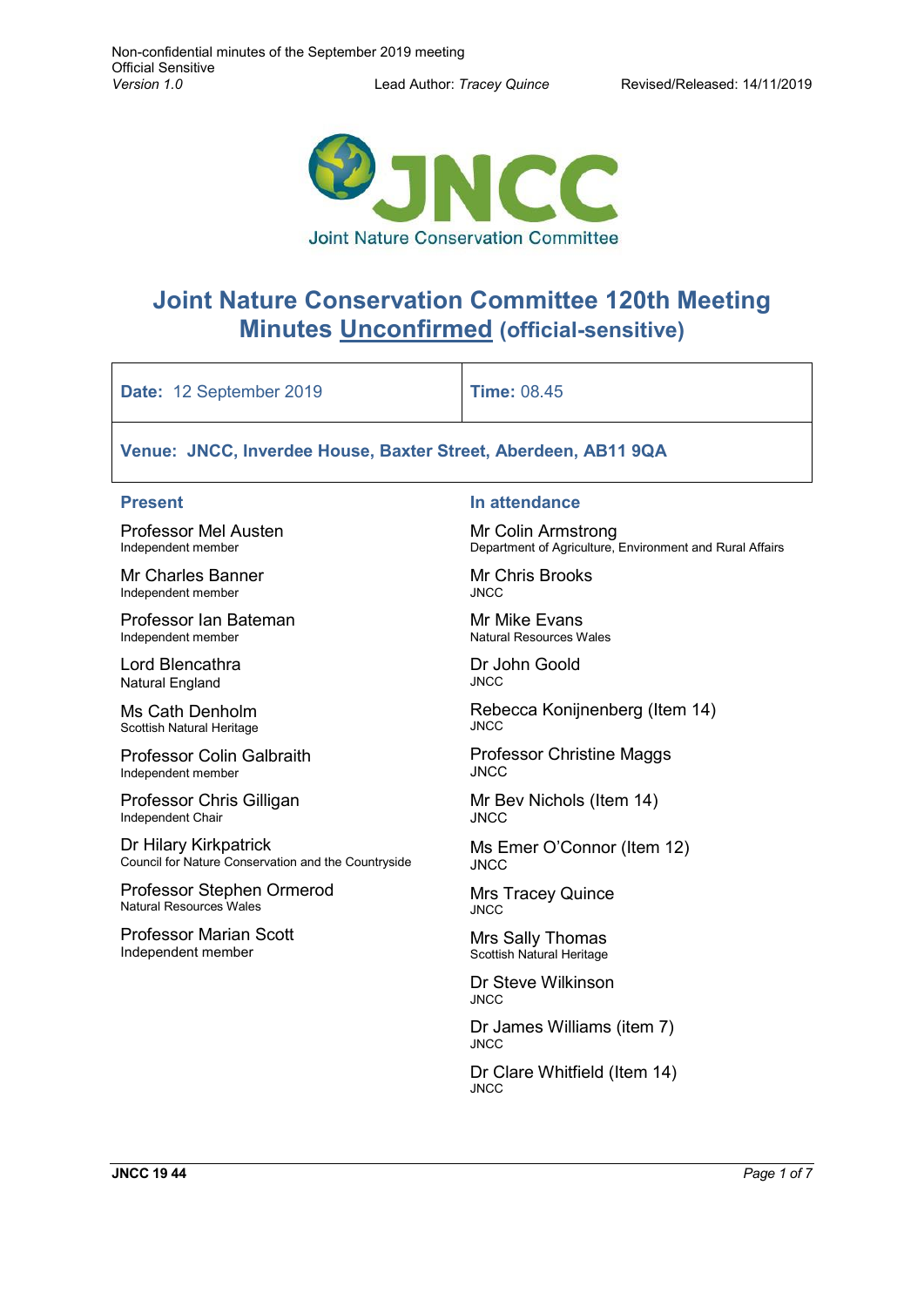# Joint Nature Conservation Committee 120th Meeting

## Minutes <u>Unconfirmed</u> (official-sensitive)

| **Date:** 12 September 2019 | **Time:** 08.45 |
|---|---|
| **Venue: JNCC, Inverdee House, Baxter Street, Aberdeen, AB11 9QA** | |

### Present

Professor Mel Austen
Independent member

Mr Charles Banner
Independent member

Professor Ian Bateman
Independent member

Lord Blencathra
Natural England

Ms Cath Denholm
Scottish Natural Heritage

Professor Colin Galbraith
Independent member

Professor Chris Gilligan
Independent Chair

Dr Hilary Kirkpatrick
Council for Nature Conservation and the Countryside

Professor Stephen Ormerod
Natural Resources Wales

Professor Marian Scott
Independent member

### In attendance

Mr Colin Armstrong
Department of Agriculture, Environment and Rural Affairs

Mr Chris Brooks
JNCC

Mr Mike Evans
Natural Resources Wales

Dr John Goold
JNCC

Rebecca Konijnenberg (Item 14)
JNCC

Professor Christine Maggs
JNCC

Mr Bev Nichols (Item 14)
JNCC

Ms Emer O'Connor (Item 12)
JNCC

Mrs Tracey Quince
JNCC

Mrs Sally Thomas
Scottish Natural Heritage

Dr Steve Wilkinson
JNCC

Dr James Williams (item 7)
JNCC

Dr Clare Whitfield (Item 14)
JNCC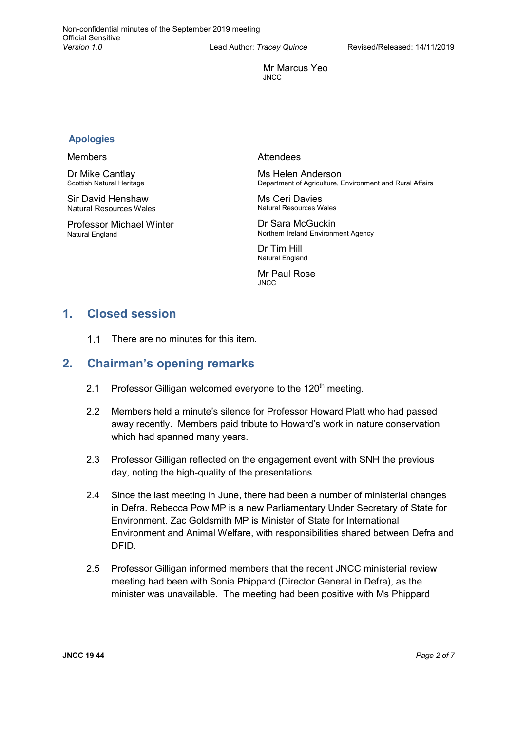Mr Marcus Yeo
JNCC

### Apologies

| Members | Attendees |
| --- | --- |
| Dr Mike Cantlay<br>Scottish Natural Heritage | Ms Helen Anderson<br>Department of Agriculture, Environment and Rural Affairs |
| Sir David Henshaw<br>Natural Resources Wales | Ms Ceri Davies<br>Natural Resources Wales |
| Professor Michael Winter<br>Natural England | Dr Sara McGuckin<br>Northern Ireland Environment Agency |
| | Dr Tim Hill<br>Natural England |
| | Mr Paul Rose<br>JNCC |

## 1. Closed session

1.1 There are no minutes for this item.

## 2. Chairman's opening remarks

2.1 Professor Gilligan welcomed everyone to the 120th meeting.

2.2 Members held a minute's silence for Professor Howard Platt who had passed away recently. Members paid tribute to Howard's work in nature conservation which had spanned many years.

2.3 Professor Gilligan reflected on the engagement event with SNH the previous day, noting the high-quality of the presentations.

2.4 Since the last meeting in June, there had been a number of ministerial changes in Defra. Rebecca Pow MP is a new Parliamentary Under Secretary of State for Environment. Zac Goldsmith MP is Minister of State for International Environment and Animal Welfare, with responsibilities shared between Defra and DFID.

2.5 Professor Gilligan informed members that the recent JNCC ministerial review meeting had been with Sonia Phippard (Director General in Defra), as the minister was unavailable. The meeting had been positive with Ms Phippard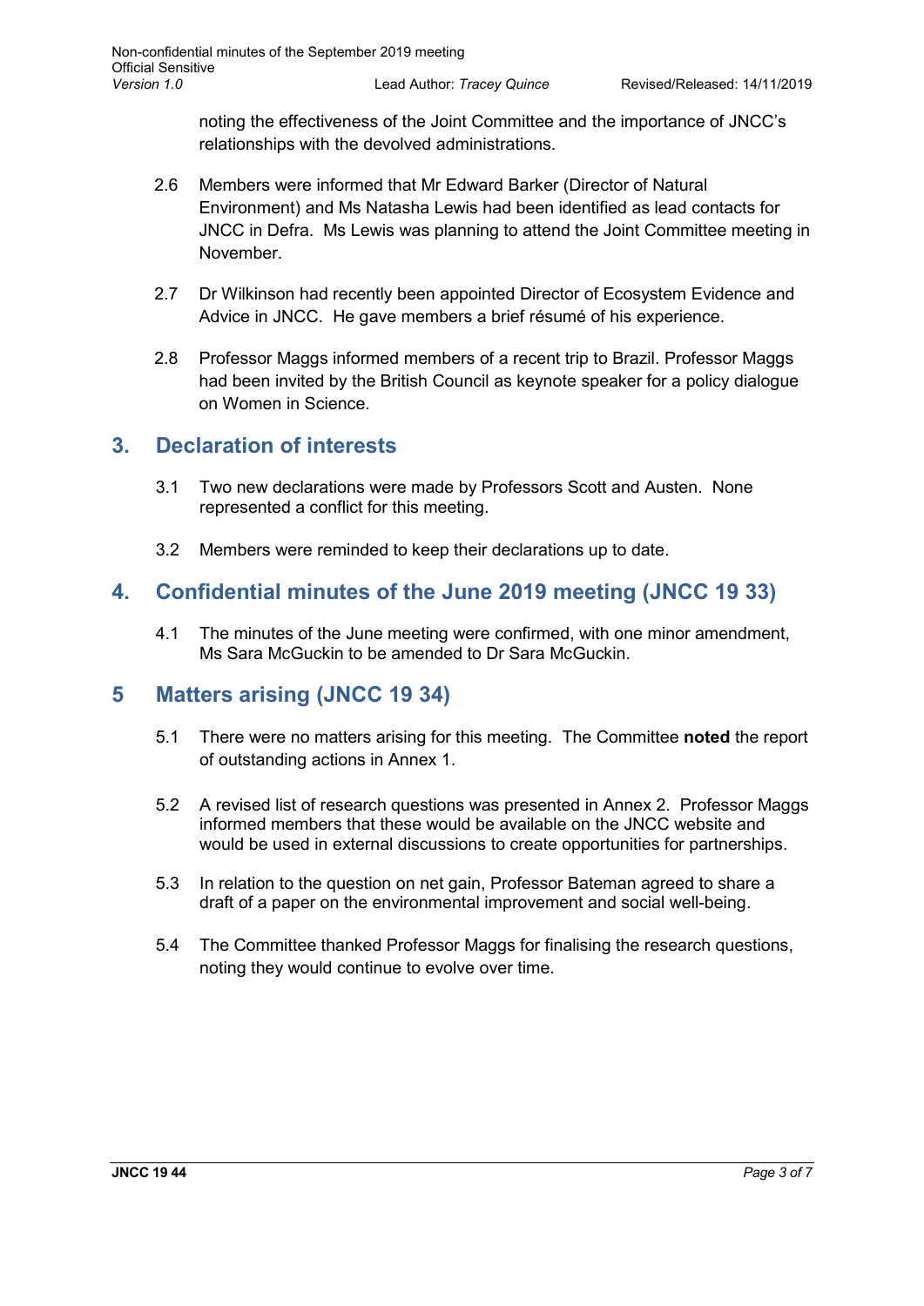noting the effectiveness of the Joint Committee and the importance of JNCC's relationships with the devolved administrations.

2.6 Members were informed that Mr Edward Barker (Director of Natural Environment) and Ms Natasha Lewis had been identified as lead contacts for JNCC in Defra. Ms Lewis was planning to attend the Joint Committee meeting in November.

2.7 Dr Wilkinson had recently been appointed Director of Ecosystem Evidence and Advice in JNCC. He gave members a brief résumé of his experience.

2.8 Professor Maggs informed members of a recent trip to Brazil. Professor Maggs had been invited by the British Council as keynote speaker for a policy dialogue on Women in Science.

## 3. Declaration of interests

3.1 Two new declarations were made by Professors Scott and Austen. None represented a conflict for this meeting.

3.2 Members were reminded to keep their declarations up to date.

## 4. Confidential minutes of the June 2019 meeting (JNCC 19 33)

4.1 The minutes of the June meeting were confirmed, with one minor amendment, Ms Sara McGuckin to be amended to Dr Sara McGuckin.

## 5 Matters arising (JNCC 19 34)

5.1 There were no matters arising for this meeting. The Committee **noted** the report of outstanding actions in Annex 1.

5.2 A revised list of research questions was presented in Annex 2. Professor Maggs informed members that these would be available on the JNCC website and would be used in external discussions to create opportunities for partnerships.

5.3 In relation to the question on net gain, Professor Bateman agreed to share a draft of a paper on the environmental improvement and social well-being.

5.4 The Committee thanked Professor Maggs for finalising the research questions, noting they would continue to evolve over time.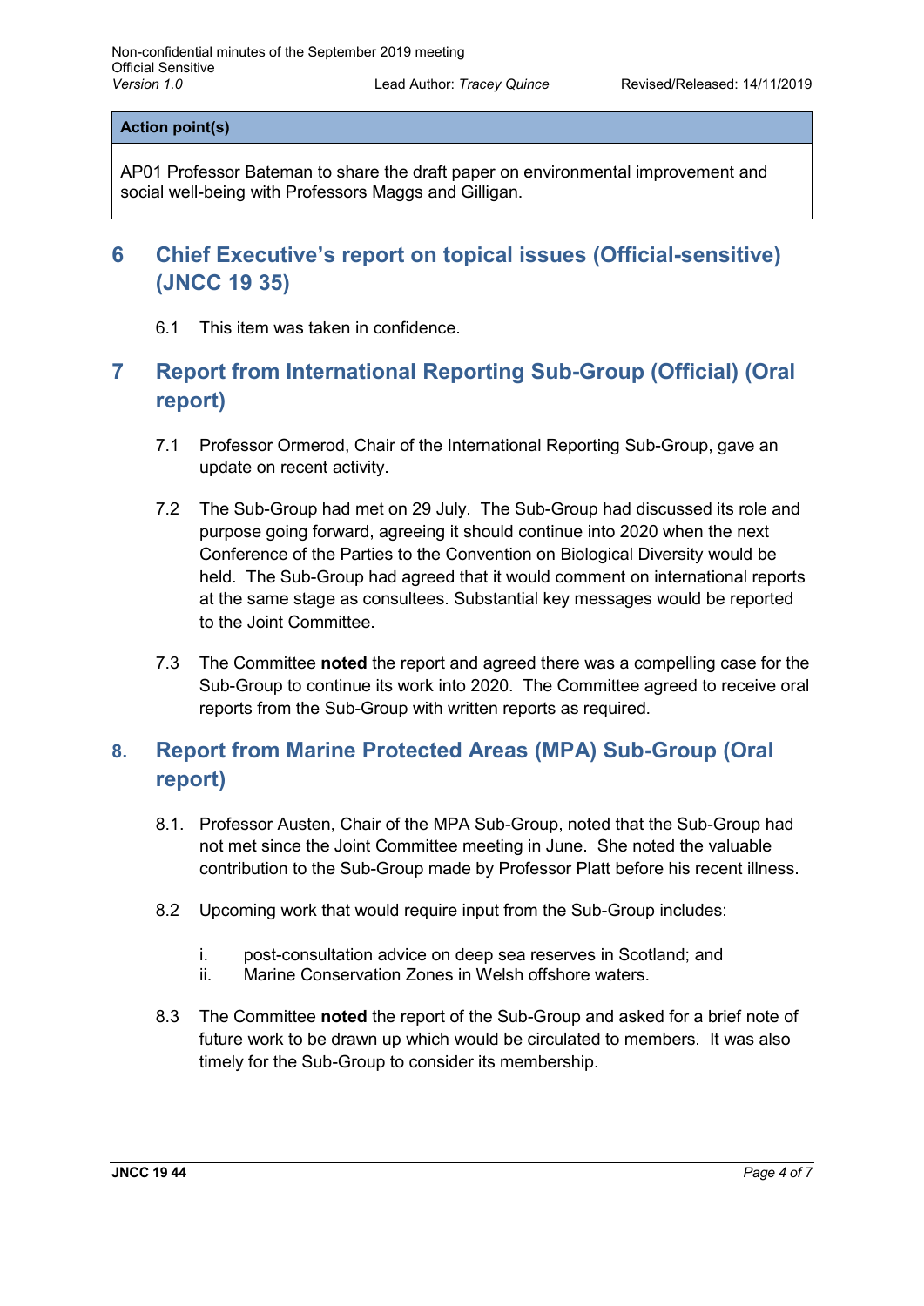| Action point(s) |
| --- |
| AP01 Professor Bateman to share the draft paper on environmental improvement and social well-being with Professors Maggs and Gilligan. |

## 6 Chief Executive's report on topical issues (Official-sensitive) (JNCC 19 35)

6.1 This item was taken in confidence.

## 7 Report from International Reporting Sub-Group (Official) (Oral report)

7.1 Professor Ormerod, Chair of the International Reporting Sub-Group, gave an update on recent activity.

7.2 The Sub-Group had met on 29 July. The Sub-Group had discussed its role and purpose going forward, agreeing it should continue into 2020 when the next Conference of the Parties to the Convention on Biological Diversity would be held. The Sub-Group had agreed that it would comment on international reports at the same stage as consultees. Substantial key messages would be reported to the Joint Committee.

7.3 The Committee **noted** the report and agreed there was a compelling case for the Sub-Group to continue its work into 2020. The Committee agreed to receive oral reports from the Sub-Group with written reports as required.

## 8. Report from Marine Protected Areas (MPA) Sub-Group (Oral report)

8.1. Professor Austen, Chair of the MPA Sub-Group, noted that the Sub-Group had not met since the Joint Committee meeting in June. She noted the valuable contribution to the Sub-Group made by Professor Platt before his recent illness.

8.2 Upcoming work that would require input from the Sub-Group includes:

i. post-consultation advice on deep sea reserves in Scotland; and
ii. Marine Conservation Zones in Welsh offshore waters.

8.3 The Committee **noted** the report of the Sub-Group and asked for a brief note of future work to be drawn up which would be circulated to members. It was also timely for the Sub-Group to consider its membership.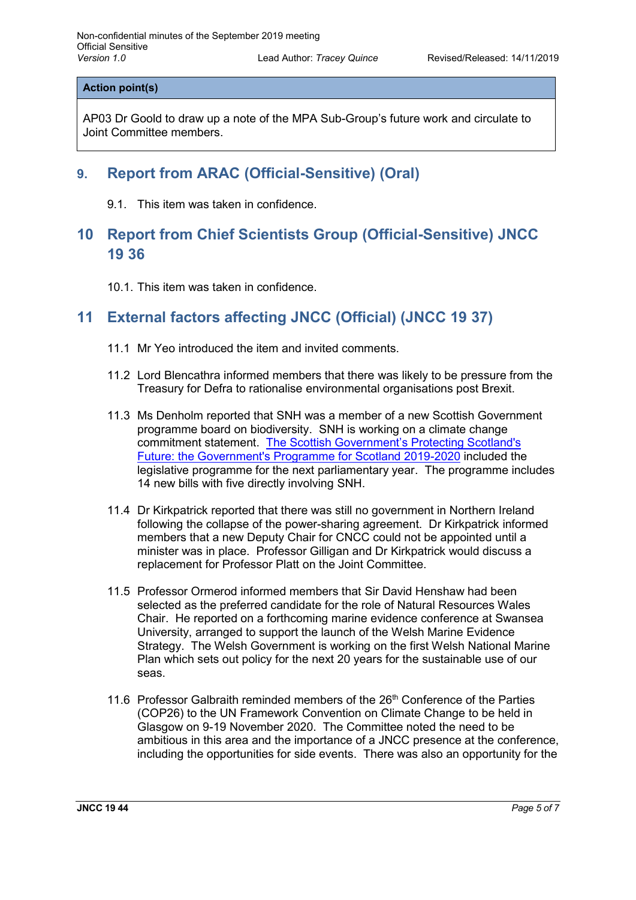| Action point(s) |
| --- |
| AP03 Dr Goold to draw up a note of the MPA Sub-Group's future work and circulate to Joint Committee members. |

## 9. Report from ARAC (Official-Sensitive) (Oral)

9.1. This item was taken in confidence.

## 10 Report from Chief Scientists Group (Official-Sensitive) JNCC 19 36

10.1. This item was taken in confidence.

## 11 External factors affecting JNCC (Official) (JNCC 19 37)

11.1 Mr Yeo introduced the item and invited comments.

11.2 Lord Blencathra informed members that there was likely to be pressure from the Treasury for Defra to rationalise environmental organisations post Brexit.

11.3 Ms Denholm reported that SNH was a member of a new Scottish Government programme board on biodiversity. SNH is working on a climate change commitment statement. The Scottish Government's Protecting Scotland's Future: the Government's Programme for Scotland 2019-2020 included the legislative programme for the next parliamentary year. The programme includes 14 new bills with five directly involving SNH.

11.4 Dr Kirkpatrick reported that there was still no government in Northern Ireland following the collapse of the power-sharing agreement. Dr Kirkpatrick informed members that a new Deputy Chair for CNCC could not be appointed until a minister was in place. Professor Gilligan and Dr Kirkpatrick would discuss a replacement for Professor Platt on the Joint Committee.

11.5 Professor Ormerod informed members that Sir David Henshaw had been selected as the preferred candidate for the role of Natural Resources Wales Chair. He reported on a forthcoming marine evidence conference at Swansea University, arranged to support the launch of the Welsh Marine Evidence Strategy. The Welsh Government is working on the first Welsh National Marine Plan which sets out policy for the next 20 years for the sustainable use of our seas.

11.6 Professor Galbraith reminded members of the 26th Conference of the Parties (COP26) to the UN Framework Convention on Climate Change to be held in Glasgow on 9-19 November 2020. The Committee noted the need to be ambitious in this area and the importance of a JNCC presence at the conference, including the opportunities for side events. There was also an opportunity for the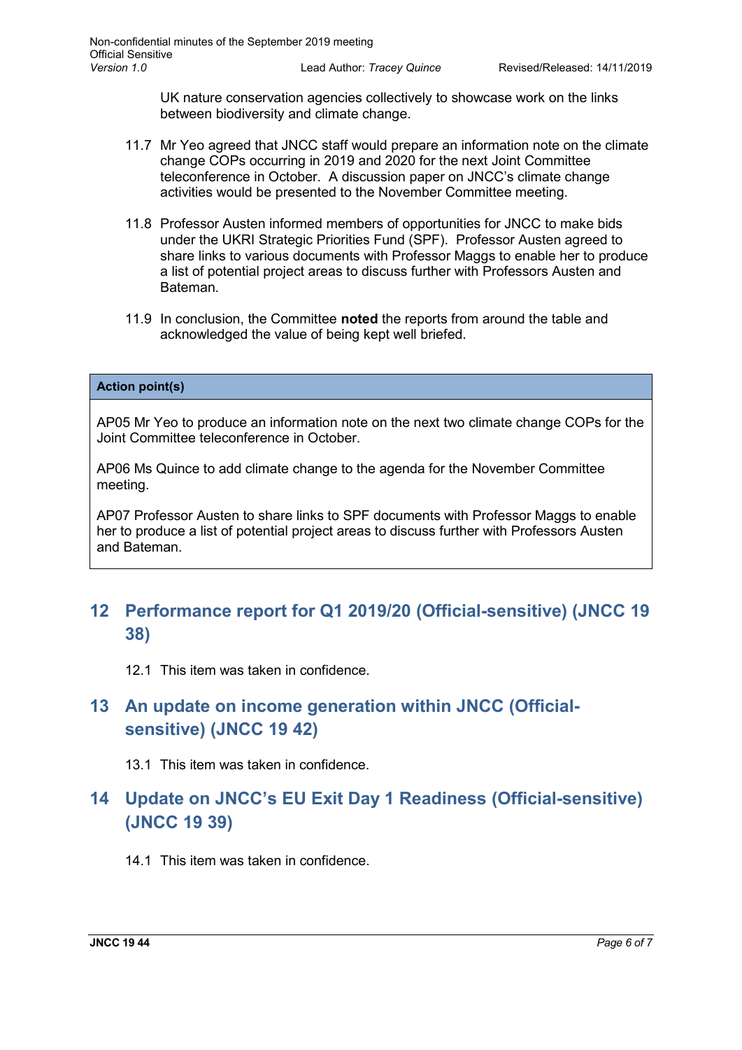UK nature conservation agencies collectively to showcase work on the links between biodiversity and climate change.

11.7 Mr Yeo agreed that JNCC staff would prepare an information note on the climate change COPs occurring in 2019 and 2020 for the next Joint Committee teleconference in October. A discussion paper on JNCC's climate change activities would be presented to the November Committee meeting.

11.8 Professor Austen informed members of opportunities for JNCC to make bids under the UKRI Strategic Priorities Fund (SPF). Professor Austen agreed to share links to various documents with Professor Maggs to enable her to produce a list of potential project areas to discuss further with Professors Austen and Bateman.

11.9 In conclusion, the Committee **noted** the reports from around the table and acknowledged the value of being kept well briefed.

| **Action point(s)** |
| --- |
| AP05 Mr Yeo to produce an information note on the next two climate change COPs for the Joint Committee teleconference in October. |
| AP06 Ms Quince to add climate change to the agenda for the November Committee meeting. |
| AP07 Professor Austen to share links to SPF documents with Professor Maggs to enable her to produce a list of potential project areas to discuss further with Professors Austen and Bateman. |

## 12 Performance report for Q1 2019/20 (Official-sensitive) (JNCC 19 38)

12.1 This item was taken in confidence.

## 13 An update on income generation within JNCC (Official-sensitive) (JNCC 19 42)

13.1 This item was taken in confidence.

## 14 Update on JNCC's EU Exit Day 1 Readiness (Official-sensitive) (JNCC 19 39)

14.1 This item was taken in confidence.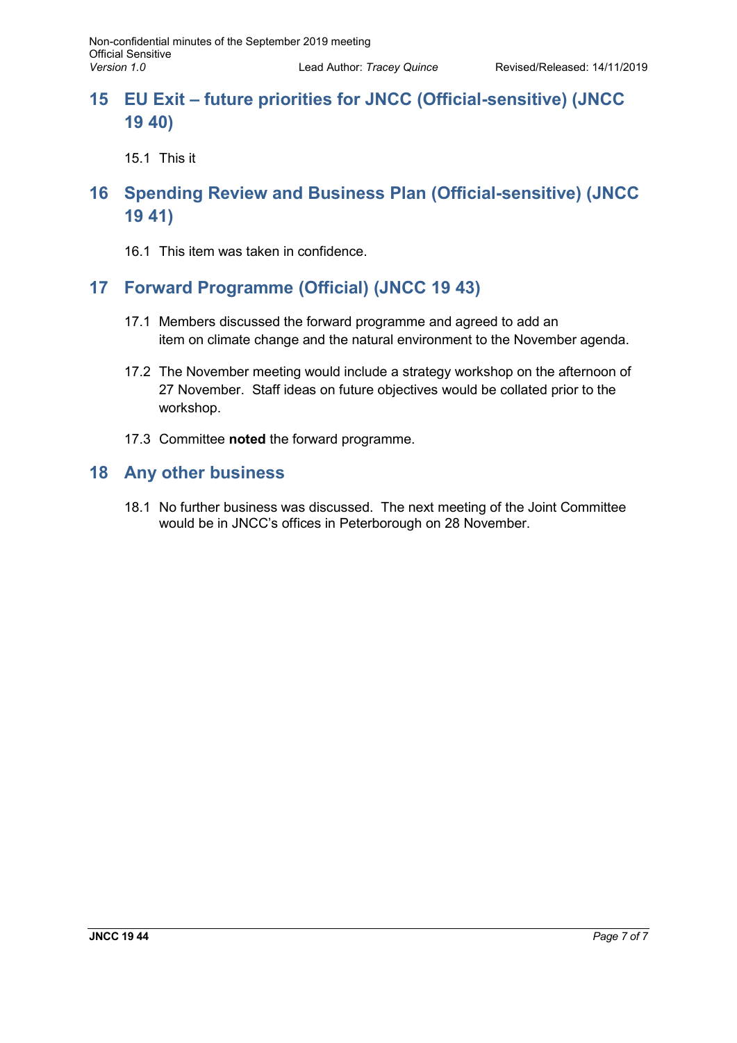## 15 EU Exit – future priorities for JNCC (Official-sensitive) (JNCC 19 40)

15.1 This it

## 16 Spending Review and Business Plan (Official-sensitive) (JNCC 19 41)

16.1 This item was taken in confidence.

## 17 Forward Programme (Official) (JNCC 19 43)

17.1 Members discussed the forward programme and agreed to add an item on climate change and the natural environment to the November agenda.

17.2 The November meeting would include a strategy workshop on the afternoon of 27 November. Staff ideas on future objectives would be collated prior to the workshop.

17.3 Committee **noted** the forward programme.

## 18 Any other business

18.1 No further business was discussed. The next meeting of the Joint Committee would be in JNCC's offices in Peterborough on 28 November.